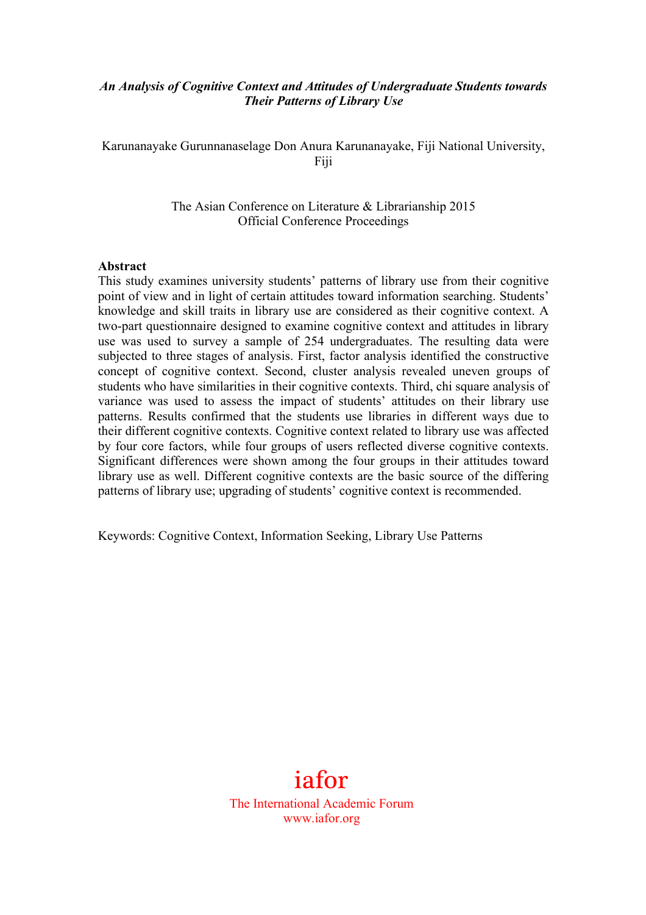***An Analysis of Cognitive Context and Attitudes of Undergraduate Students towards Their Patterns of Library Use***

Karunanayake Gurunnanaselage Don Anura Karunanayake, Fiji National University, Fiji

The Asian Conference on Literature & Librarianship 2015
Official Conference Proceedings

**Abstract**

This study examines university students' patterns of library use from their cognitive point of view and in light of certain attitudes toward information searching. Students' knowledge and skill traits in library use are considered as their cognitive context. A two-part questionnaire designed to examine cognitive context and attitudes in library use was used to survey a sample of 254 undergraduates. The resulting data were subjected to three stages of analysis. First, factor analysis identified the constructive concept of cognitive context. Second, cluster analysis revealed uneven groups of students who have similarities in their cognitive contexts. Third, chi square analysis of variance was used to assess the impact of students' attitudes on their library use patterns. Results confirmed that the students use libraries in different ways due to their different cognitive contexts. Cognitive context related to library use was affected by four core factors, while four groups of users reflected diverse cognitive contexts. Significant differences were shown among the four groups in their attitudes toward library use as well. Different cognitive contexts are the basic source of the differing patterns of library use; upgrading of students' cognitive context is recommended.

Keywords: Cognitive Context, Information Seeking, Library Use Patterns

iafor
The International Academic Forum
www.iafor.org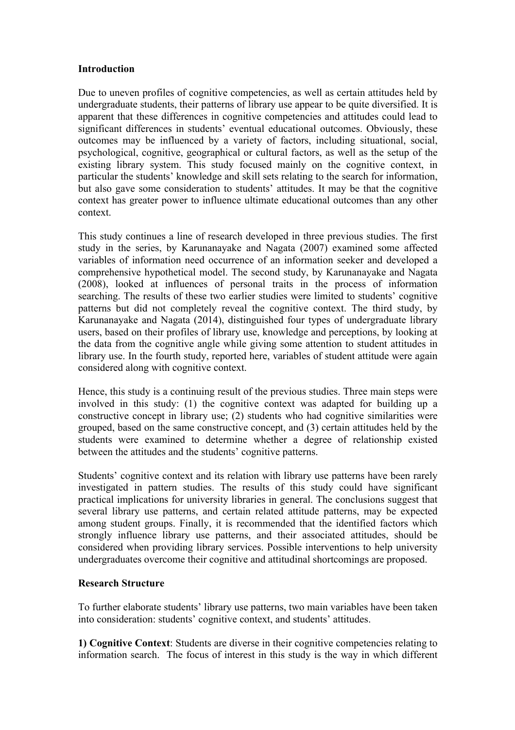## Introduction

Due to uneven profiles of cognitive competencies, as well as certain attitudes held by undergraduate students, their patterns of library use appear to be quite diversified. It is apparent that these differences in cognitive competencies and attitudes could lead to significant differences in students' eventual educational outcomes. Obviously, these outcomes may be influenced by a variety of factors, including situational, social, psychological, cognitive, geographical or cultural factors, as well as the setup of the existing library system. This study focused mainly on the cognitive context, in particular the students' knowledge and skill sets relating to the search for information, but also gave some consideration to students' attitudes. It may be that the cognitive context has greater power to influence ultimate educational outcomes than any other context.

This study continues a line of research developed in three previous studies. The first study in the series, by Karunanayake and Nagata (2007) examined some affected variables of information need occurrence of an information seeker and developed a comprehensive hypothetical model. The second study, by Karunanayake and Nagata (2008), looked at influences of personal traits in the process of information searching. The results of these two earlier studies were limited to students' cognitive patterns but did not completely reveal the cognitive context. The third study, by Karunanayake and Nagata (2014), distinguished four types of undergraduate library users, based on their profiles of library use, knowledge and perceptions, by looking at the data from the cognitive angle while giving some attention to student attitudes in library use. In the fourth study, reported here, variables of student attitude were again considered along with cognitive context.

Hence, this study is a continuing result of the previous studies. Three main steps were involved in this study: (1) the cognitive context was adapted for building up a constructive concept in library use; (2) students who had cognitive similarities were grouped, based on the same constructive concept, and (3) certain attitudes held by the students were examined to determine whether a degree of relationship existed between the attitudes and the students' cognitive patterns.

Students' cognitive context and its relation with library use patterns have been rarely investigated in pattern studies. The results of this study could have significant practical implications for university libraries in general. The conclusions suggest that several library use patterns, and certain related attitude patterns, may be expected among student groups. Finally, it is recommended that the identified factors which strongly influence library use patterns, and their associated attitudes, should be considered when providing library services. Possible interventions to help university undergraduates overcome their cognitive and attitudinal shortcomings are proposed.

## Research Structure

To further elaborate students' library use patterns, two main variables have been taken into consideration: students' cognitive context, and students' attitudes.

**1) Cognitive Context**: Students are diverse in their cognitive competencies relating to information search. The focus of interest in this study is the way in which different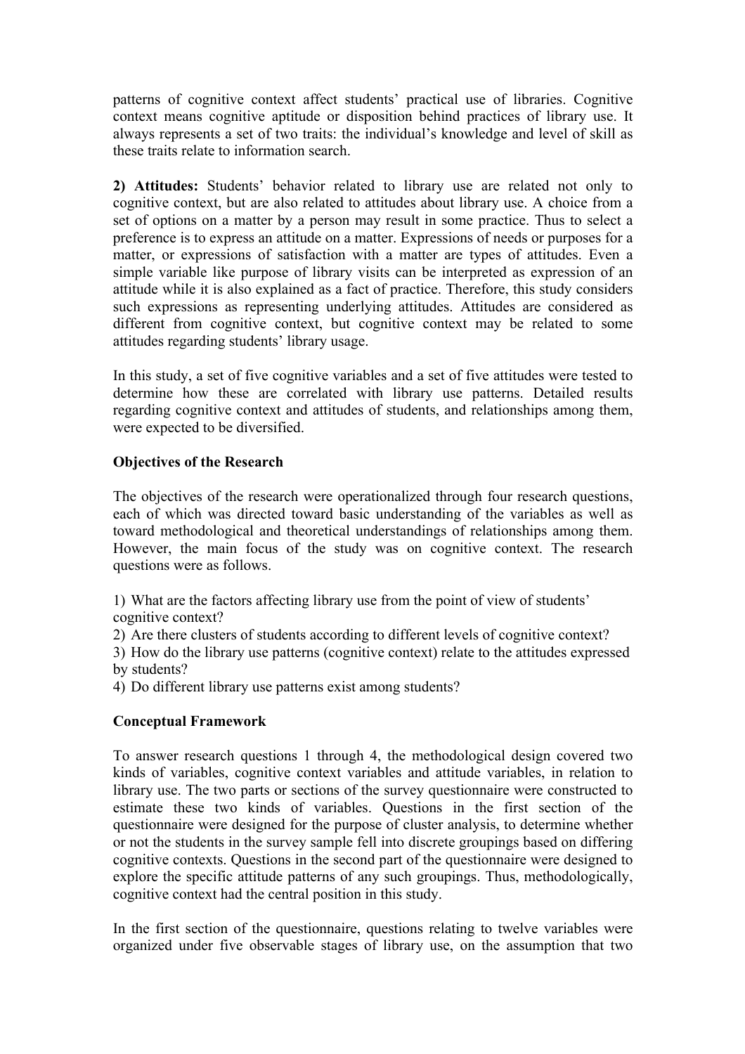patterns of cognitive context affect students' practical use of libraries. Cognitive context means cognitive aptitude or disposition behind practices of library use. It always represents a set of two traits: the individual's knowledge and level of skill as these traits relate to information search.

**2) Attitudes:** Students' behavior related to library use are related not only to cognitive context, but are also related to attitudes about library use. A choice from a set of options on a matter by a person may result in some practice. Thus to select a preference is to express an attitude on a matter. Expressions of needs or purposes for a matter, or expressions of satisfaction with a matter are types of attitudes. Even a simple variable like purpose of library visits can be interpreted as expression of an attitude while it is also explained as a fact of practice. Therefore, this study considers such expressions as representing underlying attitudes. Attitudes are considered as different from cognitive context, but cognitive context may be related to some attitudes regarding students' library usage.

In this study, a set of five cognitive variables and a set of five attitudes were tested to determine how these are correlated with library use patterns. Detailed results regarding cognitive context and attitudes of students, and relationships among them, were expected to be diversified.

**Objectives of the Research**

The objectives of the research were operationalized through four research questions, each of which was directed toward basic understanding of the variables as well as toward methodological and theoretical understandings of relationships among them. However, the main focus of the study was on cognitive context. The research questions were as follows.

1) What are the factors affecting library use from the point of view of students' cognitive context?
2) Are there clusters of students according to different levels of cognitive context?
3) How do the library use patterns (cognitive context) relate to the attitudes expressed by students?
4) Do different library use patterns exist among students?

**Conceptual Framework**

To answer research questions 1 through 4, the methodological design covered two kinds of variables, cognitive context variables and attitude variables, in relation to library use. The two parts or sections of the survey questionnaire were constructed to estimate these two kinds of variables. Questions in the first section of the questionnaire were designed for the purpose of cluster analysis, to determine whether or not the students in the survey sample fell into discrete groupings based on differing cognitive contexts. Questions in the second part of the questionnaire were designed to explore the specific attitude patterns of any such groupings. Thus, methodologically, cognitive context had the central position in this study.

In the first section of the questionnaire, questions relating to twelve variables were organized under five observable stages of library use, on the assumption that two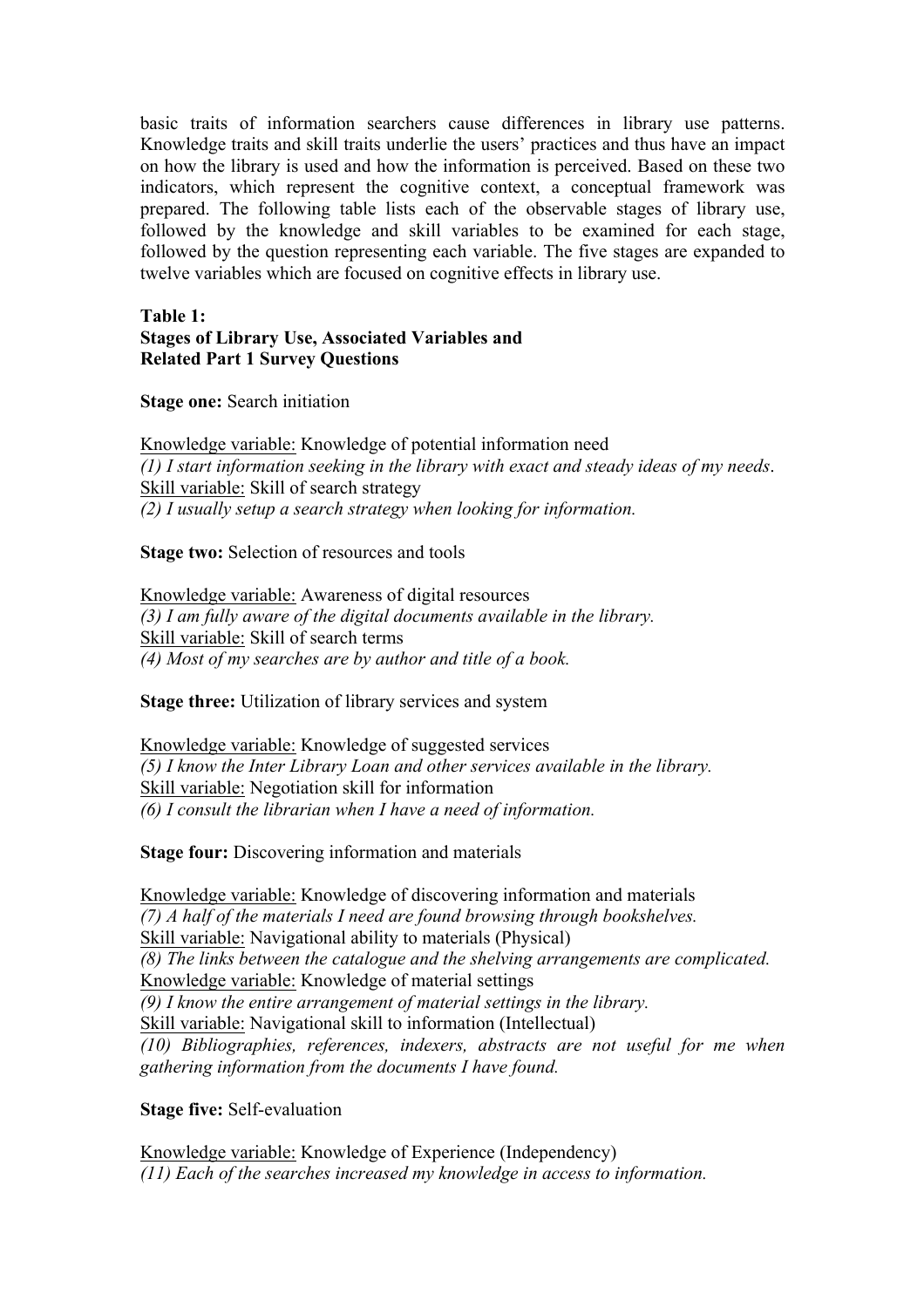basic traits of information searchers cause differences in library use patterns. Knowledge traits and skill traits underlie the users' practices and thus have an impact on how the library is used and how the information is perceived. Based on these two indicators, which represent the cognitive context, a conceptual framework was prepared. The following table lists each of the observable stages of library use, followed by the knowledge and skill variables to be examined for each stage, followed by the question representing each variable. The five stages are expanded to twelve variables which are focused on cognitive effects in library use.

**Table 1:**
**Stages of Library Use, Associated Variables and**
**Related Part 1 Survey Questions**

**Stage one:** Search initiation

Knowledge variable: Knowledge of potential information need
*(1) I start information seeking in the library with exact and steady ideas of my needs*.
Skill variable: Skill of search strategy
*(2) I usually setup a search strategy when looking for information.*

**Stage two:** Selection of resources and tools

Knowledge variable: Awareness of digital resources
*(3) I am fully aware of the digital documents available in the library.*
Skill variable: Skill of search terms
*(4) Most of my searches are by author and title of a book.*

**Stage three:** Utilization of library services and system

Knowledge variable: Knowledge of suggested services
*(5) I know the Inter Library Loan and other services available in the library.*
Skill variable: Negotiation skill for information
*(6) I consult the librarian when I have a need of information.*

**Stage four:** Discovering information and materials

Knowledge variable: Knowledge of discovering information and materials
*(7) A half of the materials I need are found browsing through bookshelves.*
Skill variable: Navigational ability to materials (Physical)
*(8) The links between the catalogue and the shelving arrangements are complicated.*
Knowledge variable: Knowledge of material settings
*(9) I know the entire arrangement of material settings in the library.*
Skill variable: Navigational skill to information (Intellectual)
*(10) Bibliographies, references, indexers, abstracts are not useful for me when gathering information from the documents I have found.*

**Stage five:** Self-evaluation

Knowledge variable: Knowledge of Experience (Independency)
*(11) Each of the searches increased my knowledge in access to information.*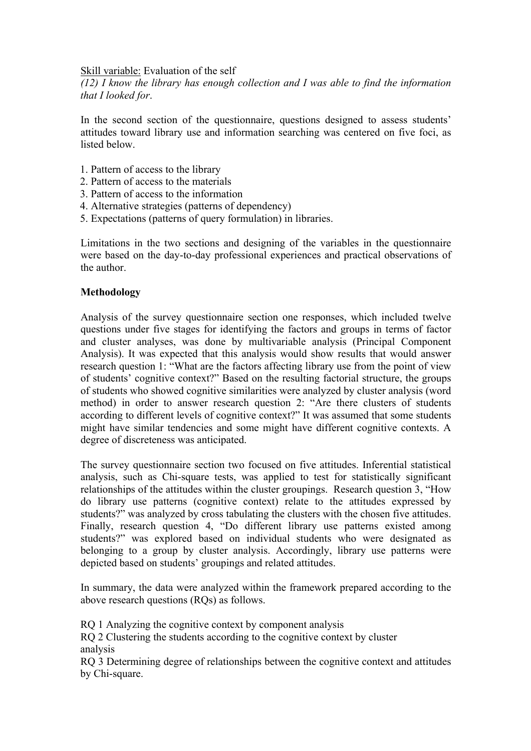Skill variable: Evaluation of the self

*(12) I know the library has enough collection and I was able to find the information that I looked for*.

In the second section of the questionnaire, questions designed to assess students' attitudes toward library use and information searching was centered on five foci, as listed below.

1. Pattern of access to the library
2. Pattern of access to the materials
3. Pattern of access to the information
4. Alternative strategies (patterns of dependency)
5. Expectations (patterns of query formulation) in libraries.

Limitations in the two sections and designing of the variables in the questionnaire were based on the day-to-day professional experiences and practical observations of the author.

**Methodology**

Analysis of the survey questionnaire section one responses, which included twelve questions under five stages for identifying the factors and groups in terms of factor and cluster analyses, was done by multivariable analysis (Principal Component Analysis). It was expected that this analysis would show results that would answer research question 1: "What are the factors affecting library use from the point of view of students' cognitive context?" Based on the resulting factorial structure, the groups of students who showed cognitive similarities were analyzed by cluster analysis (word method) in order to answer research question 2: "Are there clusters of students according to different levels of cognitive context?" It was assumed that some students might have similar tendencies and some might have different cognitive contexts. A degree of discreteness was anticipated.

The survey questionnaire section two focused on five attitudes. Inferential statistical analysis, such as Chi-square tests, was applied to test for statistically significant relationships of the attitudes within the cluster groupings. Research question 3, "How do library use patterns (cognitive context) relate to the attitudes expressed by students?" was analyzed by cross tabulating the clusters with the chosen five attitudes. Finally, research question 4, "Do different library use patterns existed among students?" was explored based on individual students who were designated as belonging to a group by cluster analysis. Accordingly, library use patterns were depicted based on students' groupings and related attitudes.

In summary, the data were analyzed within the framework prepared according to the above research questions (RQs) as follows.

RQ 1 Analyzing the cognitive context by component analysis
RQ 2 Clustering the students according to the cognitive context by cluster analysis
RQ 3 Determining degree of relationships between the cognitive context and attitudes by Chi-square.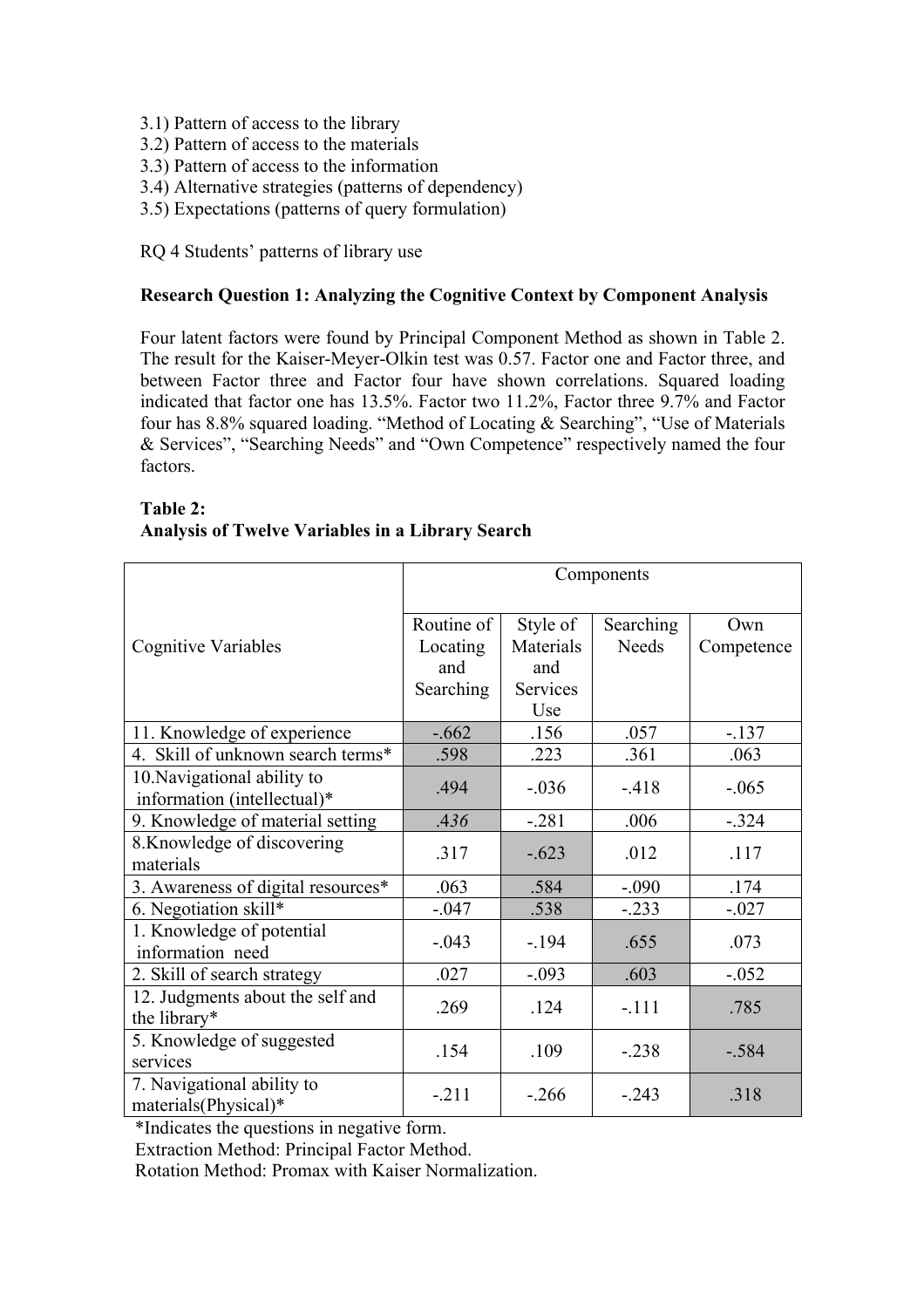3.1) Pattern of access to the library
3.2) Pattern of access to the materials
3.3) Pattern of access to the information
3.4) Alternative strategies (patterns of dependency)
3.5) Expectations (patterns of query formulation)

RQ 4 Students' patterns of library use

**Research Question 1: Analyzing the Cognitive Context by Component Analysis**

Four latent factors were found by Principal Component Method as shown in Table 2. The result for the Kaiser-Meyer-Olkin test was 0.57. Factor one and Factor three, and between Factor three and Factor four have shown correlations. Squared loading indicated that factor one has 13.5%. Factor two 11.2%, Factor three 9.7% and Factor four has 8.8% squared loading. "Method of Locating & Searching", "Use of Materials & Services", "Searching Needs" and "Own Competence" respectively named the four factors.

**Table 2:**
**Analysis of Twelve Variables in a Library Search**

| Cognitive Variables | Components | | | |
|---|---|---|---|---|
| | Routine of Locating and Searching | Style of Materials and Services Use | Searching Needs | Own Competence |
| 11. Knowledge of experience | -.662 | .156 | .057 | -.137 |
| 4. Skill of unknown search terms* | .598 | .223 | .361 | .063 |
| 10.Navigational ability to information (intellectual)* | .494 | -.036 | -.418 | -.065 |
| 9. Knowledge of material setting | *.436* | -.281 | .006 | -.324 |
| 8.Knowledge of discovering materials | .317 | -.623 | .012 | .117 |
| 3. Awareness of digital resources* | .063 | .584 | -.090 | .174 |
| 6. Negotiation skill* | -.047 | .538 | -.233 | -.027 |
| 1. Knowledge of potential information need | -.043 | -.194 | .655 | .073 |
| 2. Skill of search strategy | .027 | -.093 | .603 | -.052 |
| 12. Judgments about the self and the library* | .269 | .124 | -.111 | .785 |
| 5. Knowledge of suggested services | .154 | .109 | -.238 | -.584 |
| 7. Navigational ability to materials(Physical)* | -.211 | -.266 | -.243 | .318 |

*Indicates the questions in negative form.
Extraction Method: Principal Factor Method.
Rotation Method: Promax with Kaiser Normalization.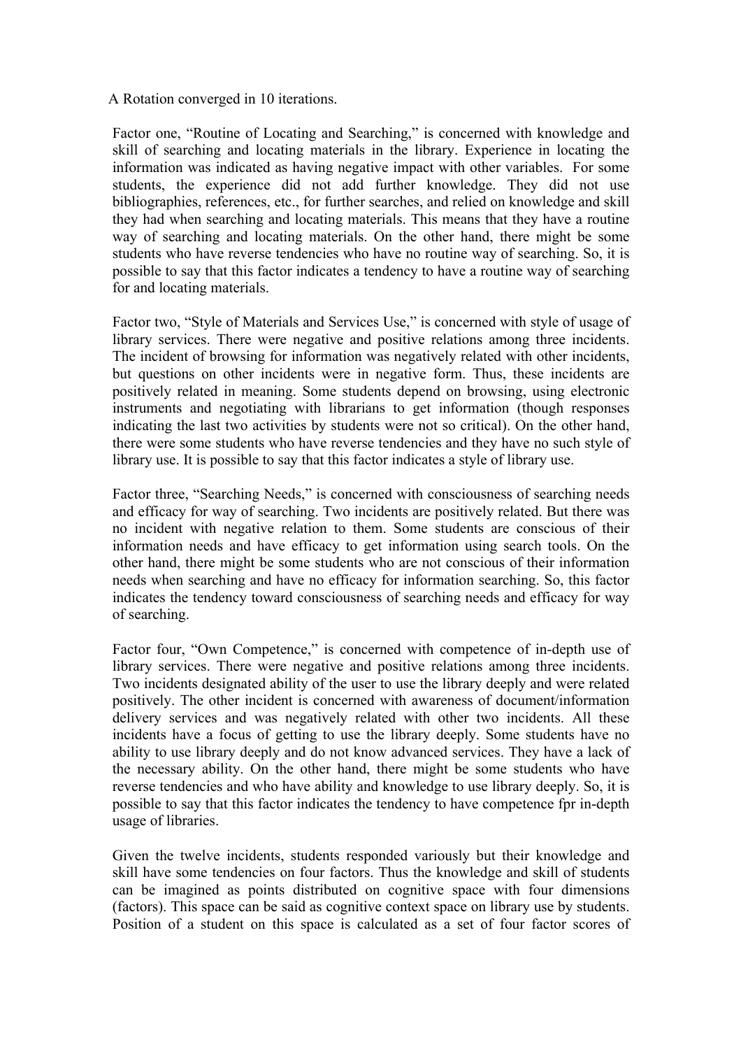A Rotation converged in 10 iterations.

Factor one, "Routine of Locating and Searching," is concerned with knowledge and skill of searching and locating materials in the library. Experience in locating the information was indicated as having negative impact with other variables. For some students, the experience did not add further knowledge. They did not use bibliographies, references, etc., for further searches, and relied on knowledge and skill they had when searching and locating materials. This means that they have a routine way of searching and locating materials. On the other hand, there might be some students who have reverse tendencies who have no routine way of searching. So, it is possible to say that this factor indicates a tendency to have a routine way of searching for and locating materials.

Factor two, "Style of Materials and Services Use," is concerned with style of usage of library services. There were negative and positive relations among three incidents. The incident of browsing for information was negatively related with other incidents, but questions on other incidents were in negative form. Thus, these incidents are positively related in meaning. Some students depend on browsing, using electronic instruments and negotiating with librarians to get information (though responses indicating the last two activities by students were not so critical). On the other hand, there were some students who have reverse tendencies and they have no such style of library use. It is possible to say that this factor indicates a style of library use.

Factor three, "Searching Needs," is concerned with consciousness of searching needs and efficacy for way of searching. Two incidents are positively related. But there was no incident with negative relation to them. Some students are conscious of their information needs and have efficacy to get information using search tools. On the other hand, there might be some students who are not conscious of their information needs when searching and have no efficacy for information searching. So, this factor indicates the tendency toward consciousness of searching needs and efficacy for way of searching.

Factor four, "Own Competence," is concerned with competence of in-depth use of library services. There were negative and positive relations among three incidents. Two incidents designated ability of the user to use the library deeply and were related positively. The other incident is concerned with awareness of document/information delivery services and was negatively related with other two incidents. All these incidents have a focus of getting to use the library deeply. Some students have no ability to use library deeply and do not know advanced services. They have a lack of the necessary ability. On the other hand, there might be some students who have reverse tendencies and who have ability and knowledge to use library deeply. So, it is possible to say that this factor indicates the tendency to have competence fpr in-depth usage of libraries.

Given the twelve incidents, students responded variously but their knowledge and skill have some tendencies on four factors. Thus the knowledge and skill of students can be imagined as points distributed on cognitive space with four dimensions (factors). This space can be said as cognitive context space on library use by students. Position of a student on this space is calculated as a set of four factor scores of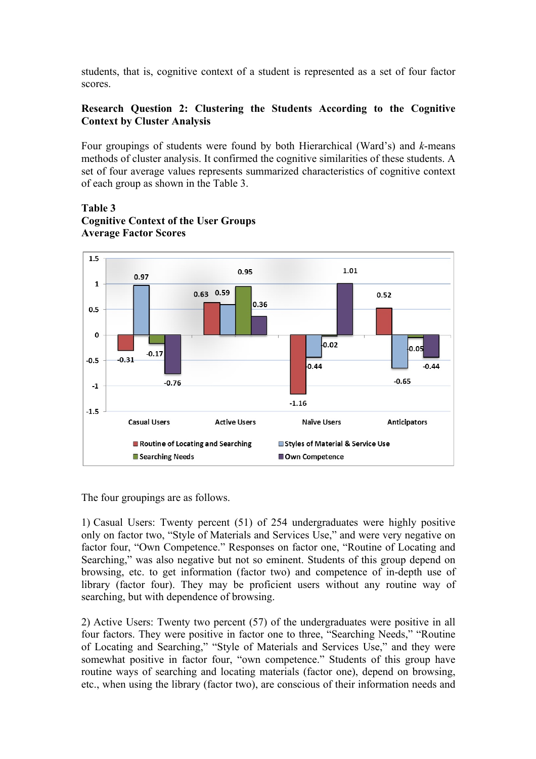students, that is, cognitive context of a student is represented as a set of four factor scores.

**Research Question 2: Clustering the Students According to the Cognitive Context by Cluster Analysis**

Four groupings of students were found by both Hierarchical (Ward's) and *k*-means methods of cluster analysis. It confirmed the cognitive similarities of these students. A set of four average values represents summarized characteristics of cognitive context of each group as shown in the Table 3.

**Table 3**
**Cognitive Context of the User Groups**
**Average Factor Scores**

1.5
1
0.5
0
-0.5
-1
-1.5

0.97
-0.31
-0.17
-0.76
Casual Users

0.63
0.59
0.95
0.36
Active Users

-1.16
-0.44
-0.02
1.01
Naïve Users

0.52
-0.65
-0.05
-0.44
Anticipators

Routine of Locating and Searching
Styles of Material & Service Use
Searching Needs
Own Competence

The four groupings are as follows.

1) Casual Users: Twenty percent (51) of 254 undergraduates were highly positive only on factor two, "Style of Materials and Services Use," and were very negative on factor four, "Own Competence." Responses on factor one, "Routine of Locating and Searching," was also negative but not so eminent. Students of this group depend on browsing, etc. to get information (factor two) and competence of in-depth use of library (factor four). They may be proficient users without any routine way of searching, but with dependence of browsing.

2) Active Users: Twenty two percent (57) of the undergraduates were positive in all four factors. They were positive in factor one to three, "Searching Needs," "Routine of Locating and Searching," "Style of Materials and Services Use," and they were somewhat positive in factor four, "own competence." Students of this group have routine ways of searching and locating materials (factor one), depend on browsing, etc., when using the library (factor two), are conscious of their information needs and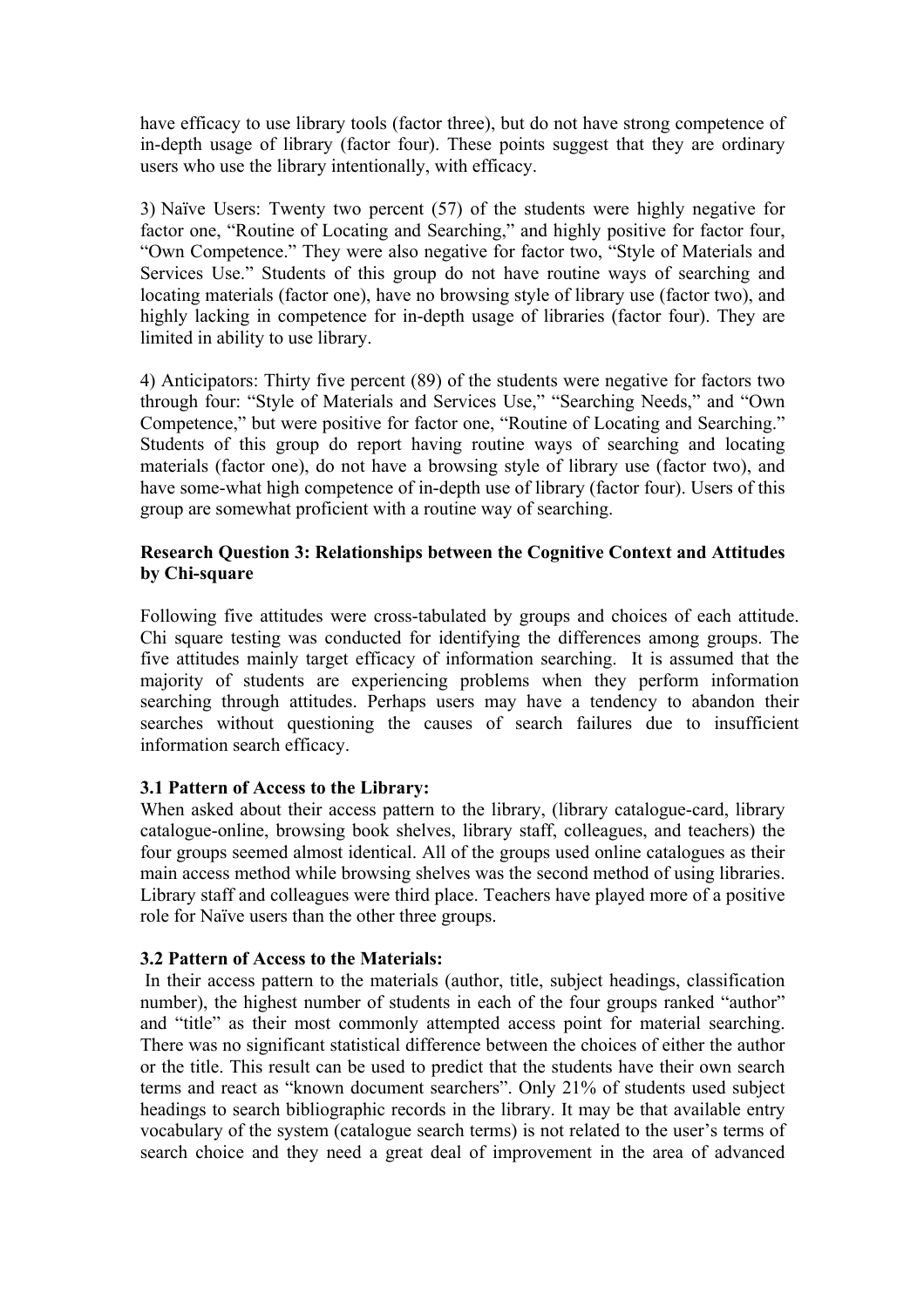have efficacy to use library tools (factor three), but do not have strong competence of in-depth usage of library (factor four). These points suggest that they are ordinary users who use the library intentionally, with efficacy.

3) Naïve Users: Twenty two percent (57) of the students were highly negative for factor one, "Routine of Locating and Searching," and highly positive for factor four, "Own Competence." They were also negative for factor two, "Style of Materials and Services Use." Students of this group do not have routine ways of searching and locating materials (factor one), have no browsing style of library use (factor two), and highly lacking in competence for in-depth usage of libraries (factor four). They are limited in ability to use library.

4) Anticipators: Thirty five percent (89) of the students were negative for factors two through four: "Style of Materials and Services Use," "Searching Needs," and "Own Competence," but were positive for factor one, "Routine of Locating and Searching." Students of this group do report having routine ways of searching and locating materials (factor one), do not have a browsing style of library use (factor two), and have some-what high competence of in-depth use of library (factor four). Users of this group are somewhat proficient with a routine way of searching.

### Research Question 3: Relationships between the Cognitive Context and Attitudes by Chi-square

Following five attitudes were cross-tabulated by groups and choices of each attitude. Chi square testing was conducted for identifying the differences among groups. The five attitudes mainly target efficacy of information searching. It is assumed that the majority of students are experiencing problems when they perform information searching through attitudes. Perhaps users may have a tendency to abandon their searches without questioning the causes of search failures due to insufficient information search efficacy.

#### 3.1 Pattern of Access to the Library:

When asked about their access pattern to the library, (library catalogue-card, library catalogue-online, browsing book shelves, library staff, colleagues, and teachers) the four groups seemed almost identical. All of the groups used online catalogues as their main access method while browsing shelves was the second method of using libraries. Library staff and colleagues were third place. Teachers have played more of a positive role for Naïve users than the other three groups.

#### 3.2 Pattern of Access to the Materials:

In their access pattern to the materials (author, title, subject headings, classification number), the highest number of students in each of the four groups ranked "author" and "title" as their most commonly attempted access point for material searching. There was no significant statistical difference between the choices of either the author or the title. This result can be used to predict that the students have their own search terms and react as "known document searchers". Only 21% of students used subject headings to search bibliographic records in the library. It may be that available entry vocabulary of the system (catalogue search terms) is not related to the user's terms of search choice and they need a great deal of improvement in the area of advanced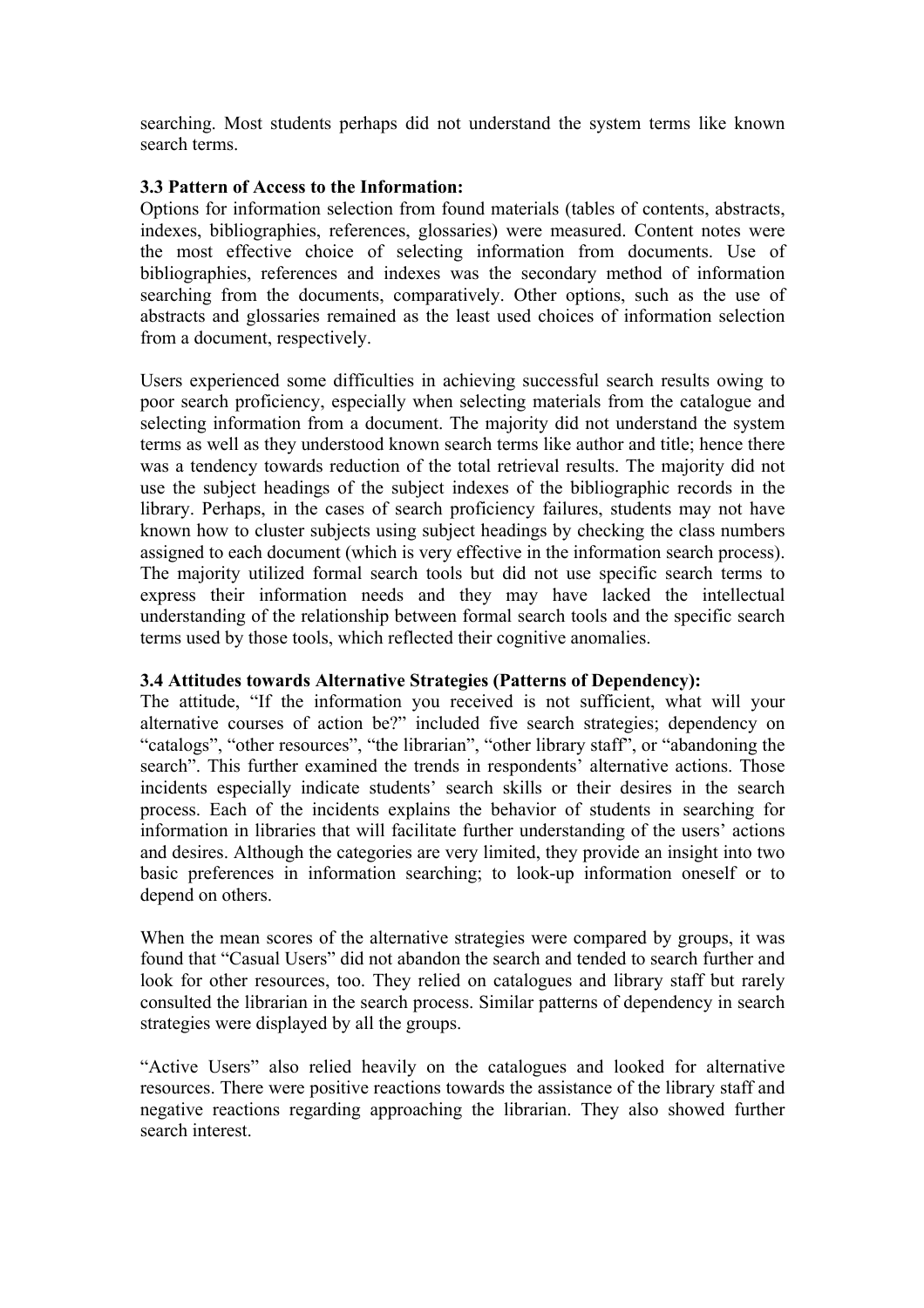searching. Most students perhaps did not understand the system terms like known search terms.

### 3.3 Pattern of Access to the Information:

Options for information selection from found materials (tables of contents, abstracts, indexes, bibliographies, references, glossaries) were measured. Content notes were the most effective choice of selecting information from documents. Use of bibliographies, references and indexes was the secondary method of information searching from the documents, comparatively. Other options, such as the use of abstracts and glossaries remained as the least used choices of information selection from a document, respectively.

Users experienced some difficulties in achieving successful search results owing to poor search proficiency, especially when selecting materials from the catalogue and selecting information from a document. The majority did not understand the system terms as well as they understood known search terms like author and title; hence there was a tendency towards reduction of the total retrieval results. The majority did not use the subject headings of the subject indexes of the bibliographic records in the library. Perhaps, in the cases of search proficiency failures, students may not have known how to cluster subjects using subject headings by checking the class numbers assigned to each document (which is very effective in the information search process). The majority utilized formal search tools but did not use specific search terms to express their information needs and they may have lacked the intellectual understanding of the relationship between formal search tools and the specific search terms used by those tools, which reflected their cognitive anomalies.

### 3.4 Attitudes towards Alternative Strategies (Patterns of Dependency):

The attitude, "If the information you received is not sufficient, what will your alternative courses of action be?" included five search strategies; dependency on "catalogs", "other resources", "the librarian", "other library staff", or "abandoning the search". This further examined the trends in respondents' alternative actions. Those incidents especially indicate students' search skills or their desires in the search process. Each of the incidents explains the behavior of students in searching for information in libraries that will facilitate further understanding of the users' actions and desires. Although the categories are very limited, they provide an insight into two basic preferences in information searching; to look-up information oneself or to depend on others.

When the mean scores of the alternative strategies were compared by groups, it was found that "Casual Users" did not abandon the search and tended to search further and look for other resources, too. They relied on catalogues and library staff but rarely consulted the librarian in the search process. Similar patterns of dependency in search strategies were displayed by all the groups.

"Active Users" also relied heavily on the catalogues and looked for alternative resources. There were positive reactions towards the assistance of the library staff and negative reactions regarding approaching the librarian. They also showed further search interest.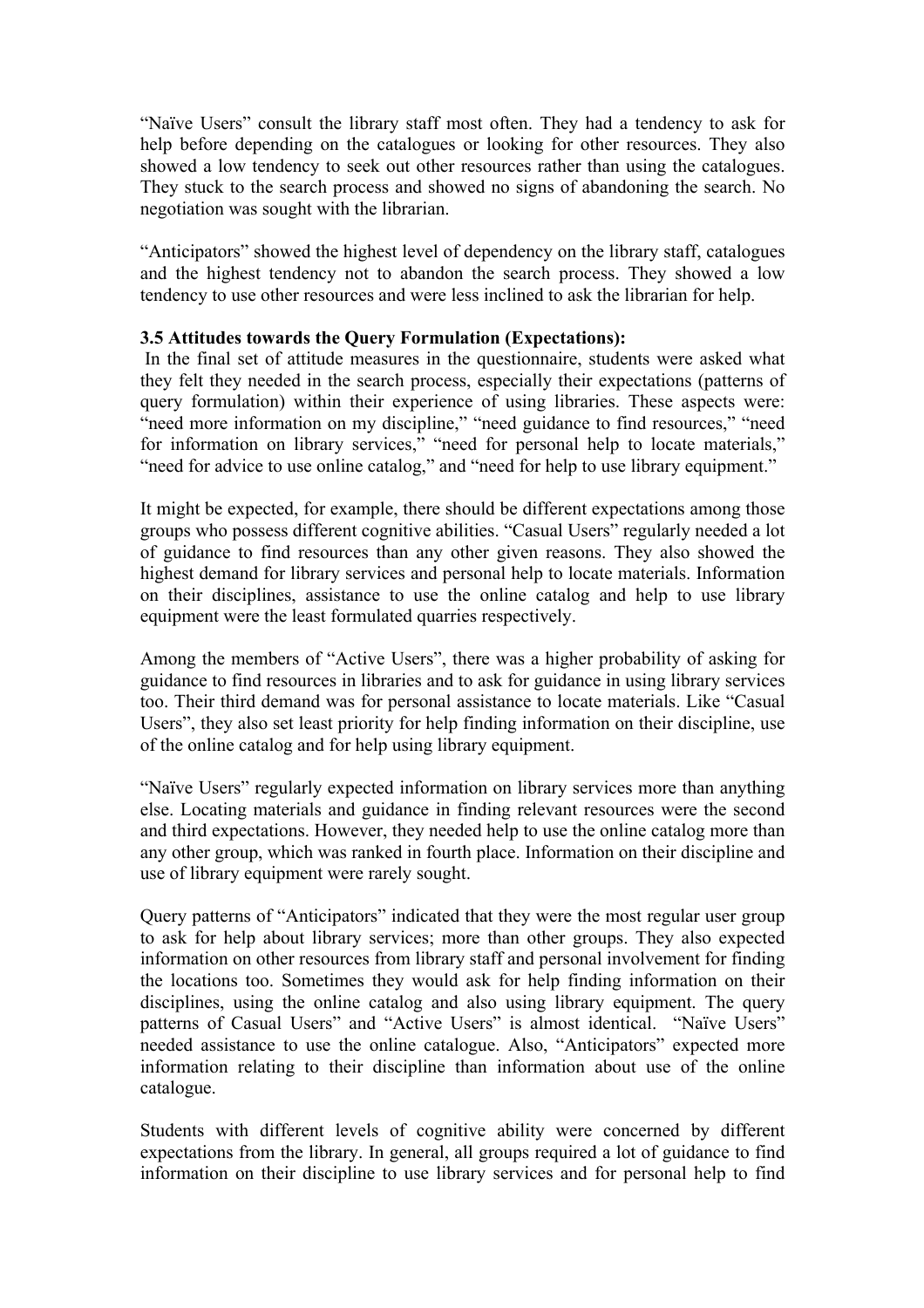"Naïve Users" consult the library staff most often. They had a tendency to ask for help before depending on the catalogues or looking for other resources. They also showed a low tendency to seek out other resources rather than using the catalogues. They stuck to the search process and showed no signs of abandoning the search. No negotiation was sought with the librarian.

"Anticipators" showed the highest level of dependency on the library staff, catalogues and the highest tendency not to abandon the search process. They showed a low tendency to use other resources and were less inclined to ask the librarian for help.

**3.5 Attitudes towards the Query Formulation (Expectations):**

In the final set of attitude measures in the questionnaire, students were asked what they felt they needed in the search process, especially their expectations (patterns of query formulation) within their experience of using libraries. These aspects were: "need more information on my discipline," "need guidance to find resources," "need for information on library services," "need for personal help to locate materials," "need for advice to use online catalog," and "need for help to use library equipment."

It might be expected, for example, there should be different expectations among those groups who possess different cognitive abilities. "Casual Users" regularly needed a lot of guidance to find resources than any other given reasons. They also showed the highest demand for library services and personal help to locate materials. Information on their disciplines, assistance to use the online catalog and help to use library equipment were the least formulated quarries respectively.

Among the members of "Active Users", there was a higher probability of asking for guidance to find resources in libraries and to ask for guidance in using library services too. Their third demand was for personal assistance to locate materials. Like "Casual Users", they also set least priority for help finding information on their discipline, use of the online catalog and for help using library equipment.

"Naïve Users" regularly expected information on library services more than anything else. Locating materials and guidance in finding relevant resources were the second and third expectations. However, they needed help to use the online catalog more than any other group, which was ranked in fourth place. Information on their discipline and use of library equipment were rarely sought.

Query patterns of "Anticipators" indicated that they were the most regular user group to ask for help about library services; more than other groups. They also expected information on other resources from library staff and personal involvement for finding the locations too. Sometimes they would ask for help finding information on their disciplines, using the online catalog and also using library equipment. The query patterns of Casual Users" and "Active Users" is almost identical. "Naïve Users" needed assistance to use the online catalogue. Also, "Anticipators" expected more information relating to their discipline than information about use of the online catalogue.

Students with different levels of cognitive ability were concerned by different expectations from the library. In general, all groups required a lot of guidance to find information on their discipline to use library services and for personal help to find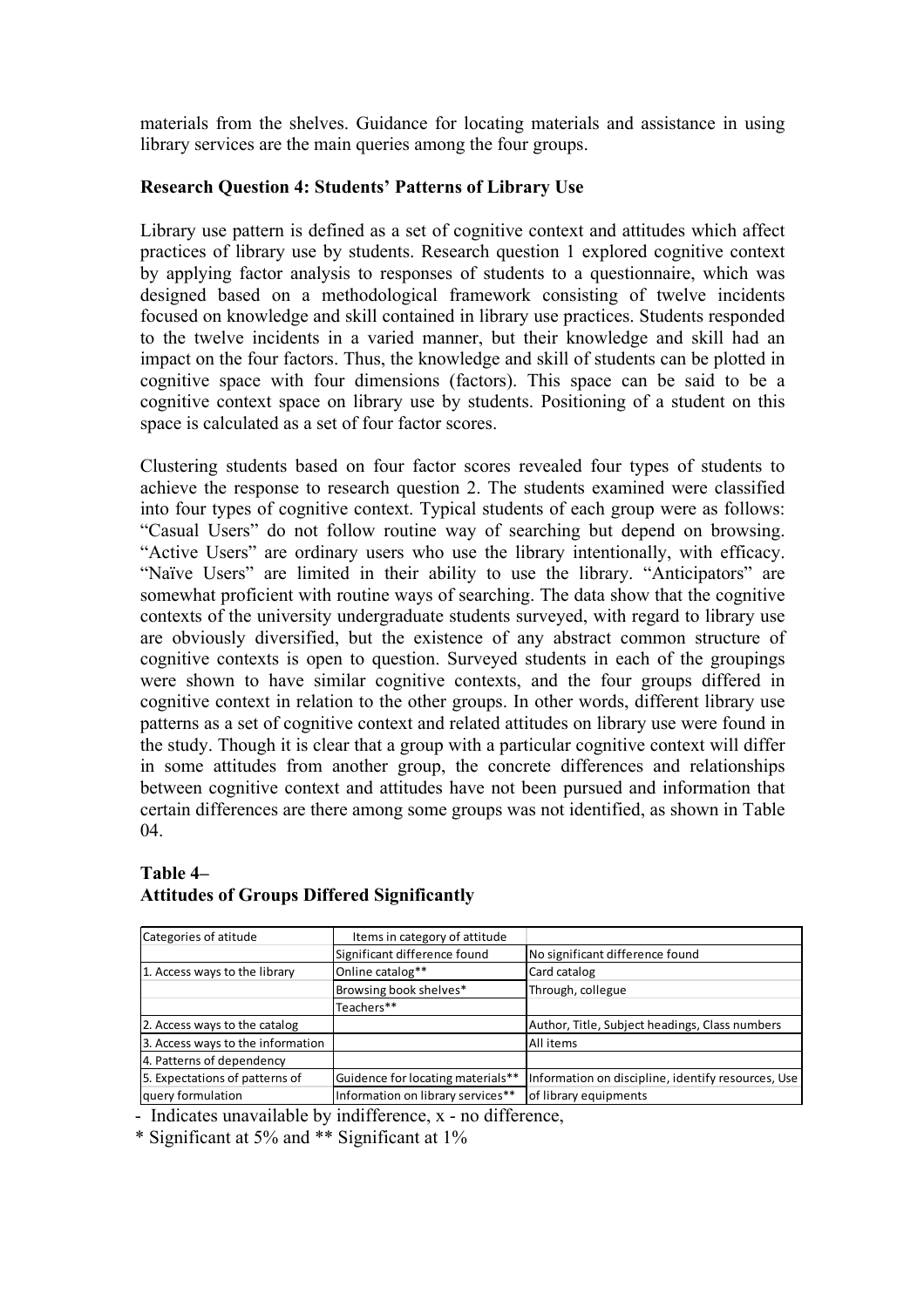materials from the shelves. Guidance for locating materials and assistance in using library services are the main queries among the four groups.

**Research Question 4: Students' Patterns of Library Use**

Library use pattern is defined as a set of cognitive context and attitudes which affect practices of library use by students. Research question 1 explored cognitive context by applying factor analysis to responses of students to a questionnaire, which was designed based on a methodological framework consisting of twelve incidents focused on knowledge and skill contained in library use practices. Students responded to the twelve incidents in a varied manner, but their knowledge and skill had an impact on the four factors. Thus, the knowledge and skill of students can be plotted in cognitive space with four dimensions (factors). This space can be said to be a cognitive context space on library use by students. Positioning of a student on this space is calculated as a set of four factor scores.

Clustering students based on four factor scores revealed four types of students to achieve the response to research question 2. The students examined were classified into four types of cognitive context. Typical students of each group were as follows: "Casual Users" do not follow routine way of searching but depend on browsing. "Active Users" are ordinary users who use the library intentionally, with efficacy. "Naïve Users" are limited in their ability to use the library. "Anticipators" are somewhat proficient with routine ways of searching. The data show that the cognitive contexts of the university undergraduate students surveyed, with regard to library use are obviously diversified, but the existence of any abstract common structure of cognitive contexts is open to question. Surveyed students in each of the groupings were shown to have similar cognitive contexts, and the four groups differed in cognitive context in relation to the other groups. In other words, different library use patterns as a set of cognitive context and related attitudes on library use were found in the study. Though it is clear that a group with a particular cognitive context will differ in some attitudes from another group, the concrete differences and relationships between cognitive context and attitudes have not been pursued and information that certain differences are there among some groups was not identified, as shown in Table 04.

**Table 4–**
**Attitudes of Groups Differed Significantly**

| Categories of atitude | Items in category of attitude | |
|---|---|---|
| | Significant difference found | No significant difference found |
| 1. Access ways to the library | Online catalog** | Card catalog |
| | Browsing book shelves* | Through, collegue |
| | Teachers** | |
| 2. Access ways to the catalog | | Author, Title, Subject headings, Class numbers |
| 3. Access ways to the information | | All items |
| 4. Patterns of dependency | | |
| 5. Expectations of patterns of query formulation | Guidence for locating materials** Information on library services** | Information on discipline, identify resources, Use of library equipments |

- Indicates unavailable by indifference, x - no difference,

\* Significant at 5% and ** Significant at 1%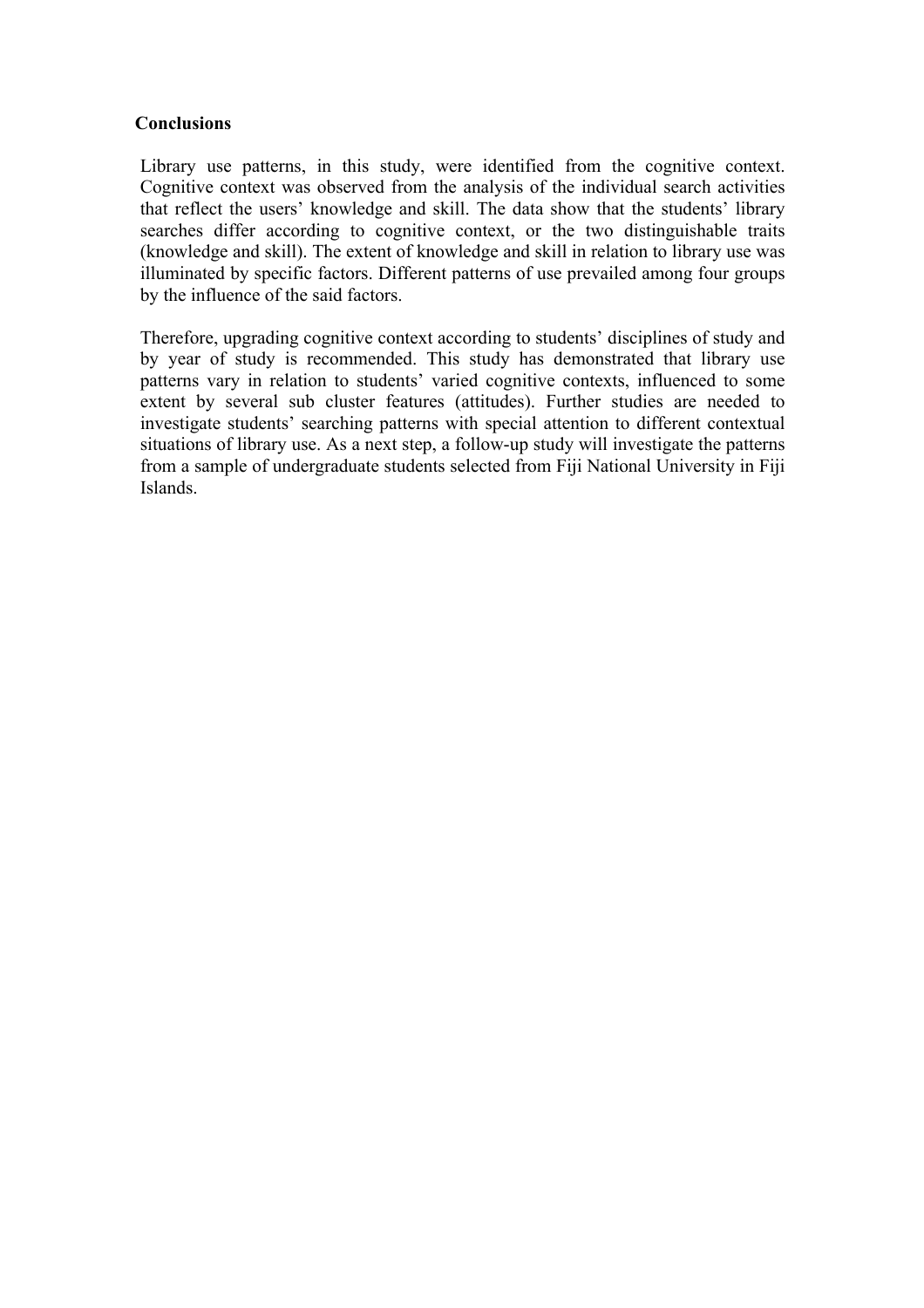## Conclusions

Library use patterns, in this study, were identified from the cognitive context. Cognitive context was observed from the analysis of the individual search activities that reflect the users' knowledge and skill. The data show that the students' library searches differ according to cognitive context, or the two distinguishable traits (knowledge and skill). The extent of knowledge and skill in relation to library use was illuminated by specific factors. Different patterns of use prevailed among four groups by the influence of the said factors.

Therefore, upgrading cognitive context according to students' disciplines of study and by year of study is recommended. This study has demonstrated that library use patterns vary in relation to students' varied cognitive contexts, influenced to some extent by several sub cluster features (attitudes). Further studies are needed to investigate students' searching patterns with special attention to different contextual situations of library use. As a next step, a follow-up study will investigate the patterns from a sample of undergraduate students selected from Fiji National University in Fiji Islands.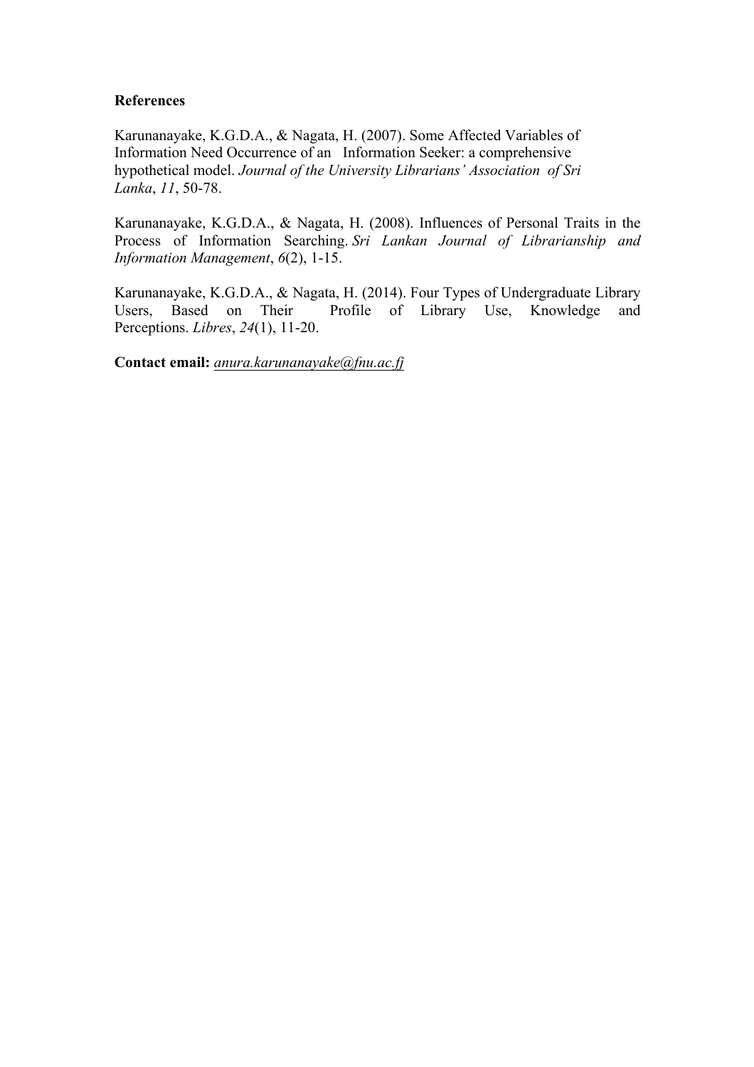**References**

Karunanayake, K.G.D.A., & Nagata, H. (2007). Some Affected Variables of Information Need Occurrence of an Information Seeker: a comprehensive hypothetical model. *Journal of the University Librarians' Association of Sri Lanka*, *11*, 50-78.

Karunanayake, K.G.D.A., & Nagata, H. (2008). Influences of Personal Traits in the Process of Information Searching. *Sri Lankan Journal of Librarianship and Information Management*, *6*(2), 1-15.

Karunanayake, K.G.D.A., & Nagata, H. (2014). Four Types of Undergraduate Library Users, Based on Their Profile of Library Use, Knowledge and Perceptions. *Libres*, *24*(1), 11-20.

**Contact email:** *anura.karunanayake@fnu.ac.fj*